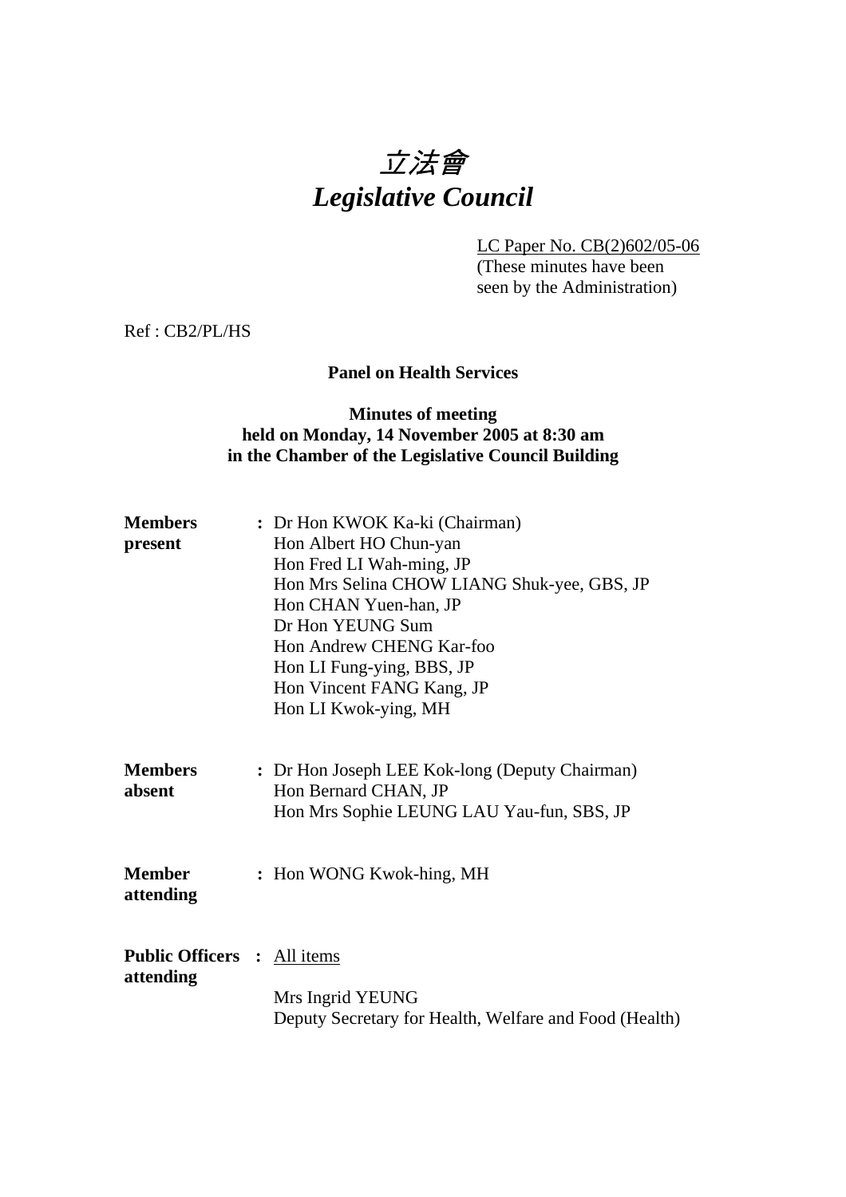# *立法會*
# *Legislative Council*

LC Paper No. CB(2)602/05-06
(These minutes have been seen by the Administration)

Ref : CB2/PL/HS

**Panel on Health Services**

**Minutes of meeting held on Monday, 14 November 2005 at 8:30 am in the Chamber of the Legislative Council Building**

| | | |
|---|---|---|
| **Members present** | : | Dr Hon KWOK Ka-ki (Chairman)<br>Hon Albert HO Chun-yan<br>Hon Fred LI Wah-ming, JP<br>Hon Mrs Selina CHOW LIANG Shuk-yee, GBS, JP<br>Hon CHAN Yuen-han, JP<br>Dr Hon YEUNG Sum<br>Hon Andrew CHENG Kar-foo<br>Hon LI Fung-ying, BBS, JP<br>Hon Vincent FANG Kang, JP<br>Hon LI Kwok-ying, MH |
| **Members absent** | : | Dr Hon Joseph LEE Kok-long (Deputy Chairman)<br>Hon Bernard CHAN, JP<br>Hon Mrs Sophie LEUNG LAU Yau-fun, SBS, JP |
| **Member attending** | : | Hon WONG Kwok-hing, MH |
| **Public Officers attending** | : | All items<br><br>Mrs Ingrid YEUNG<br>Deputy Secretary for Health, Welfare and Food (Health) |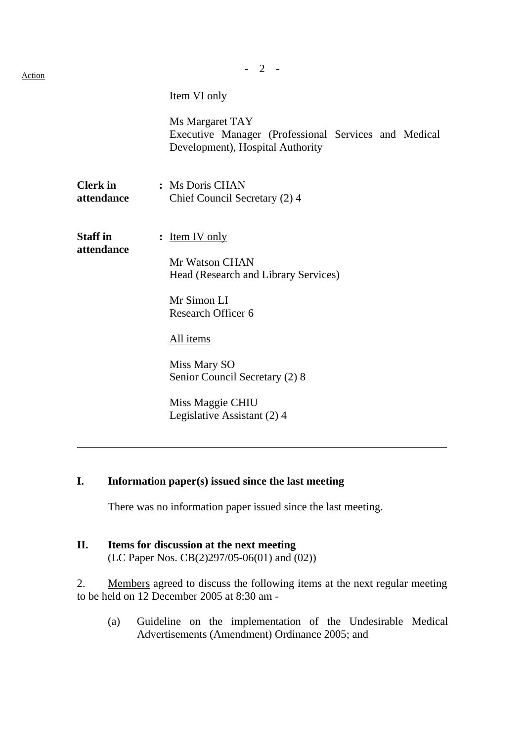Action

Item VI only

Ms Margaret TAY
Executive Manager (Professional Services and Medical Development), Hospital Authority

**Clerk in attendance** : Ms Doris CHAN
Chief Council Secretary (2) 4

**Staff in attendance** : Item IV only

Mr Watson CHAN
Head (Research and Library Services)

Mr Simon LI
Research Officer 6

All items

Miss Mary SO
Senior Council Secretary (2) 8

Miss Maggie CHIU
Legislative Assistant (2) 4

---

## I. Information paper(s) issued since the last meeting

There was no information paper issued since the last meeting.

## II. Items for discussion at the next meeting
(LC Paper Nos. CB(2)297/05-06(01) and (02))

2. Members agreed to discuss the following items at the next regular meeting to be held on 12 December 2005 at 8:30 am -

(a) Guideline on the implementation of the Undesirable Medical Advertisements (Amendment) Ordinance 2005; and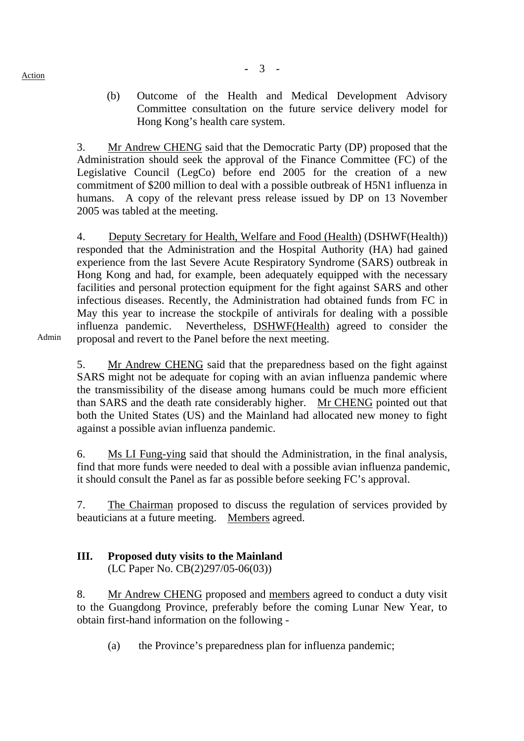Action

(b) Outcome of the Health and Medical Development Advisory Committee consultation on the future service delivery model for Hong Kong's health care system.

3. Mr Andrew CHENG said that the Democratic Party (DP) proposed that the Administration should seek the approval of the Finance Committee (FC) of the Legislative Council (LegCo) before end 2005 for the creation of a new commitment of $200 million to deal with a possible outbreak of H5N1 influenza in humans. A copy of the relevant press release issued by DP on 13 November 2005 was tabled at the meeting.

4. Deputy Secretary for Health, Welfare and Food (Health) (DSHWF(Health)) responded that the Administration and the Hospital Authority (HA) had gained experience from the last Severe Acute Respiratory Syndrome (SARS) outbreak in Hong Kong and had, for example, been adequately equipped with the necessary facilities and personal protection equipment for the fight against SARS and other infectious diseases. Recently, the Administration had obtained funds from FC in May this year to increase the stockpile of antivirals for dealing with a possible influenza pandemic. Nevertheless, DSHWF(Health) agreed to consider the proposal and revert to the Panel before the next meeting.

Admin

5. Mr Andrew CHENG said that the preparedness based on the fight against SARS might not be adequate for coping with an avian influenza pandemic where the transmissibility of the disease among humans could be much more efficient than SARS and the death rate considerably higher. Mr CHENG pointed out that both the United States (US) and the Mainland had allocated new money to fight against a possible avian influenza pandemic.

6. Ms LI Fung-ying said that should the Administration, in the final analysis, find that more funds were needed to deal with a possible avian influenza pandemic, it should consult the Panel as far as possible before seeking FC's approval.

7. The Chairman proposed to discuss the regulation of services provided by beauticians at a future meeting. Members agreed.

## III. Proposed duty visits to the Mainland

(LC Paper No. CB(2)297/05-06(03))

8. Mr Andrew CHENG proposed and members agreed to conduct a duty visit to the Guangdong Province, preferably before the coming Lunar New Year, to obtain first-hand information on the following -

(a) the Province's preparedness plan for influenza pandemic;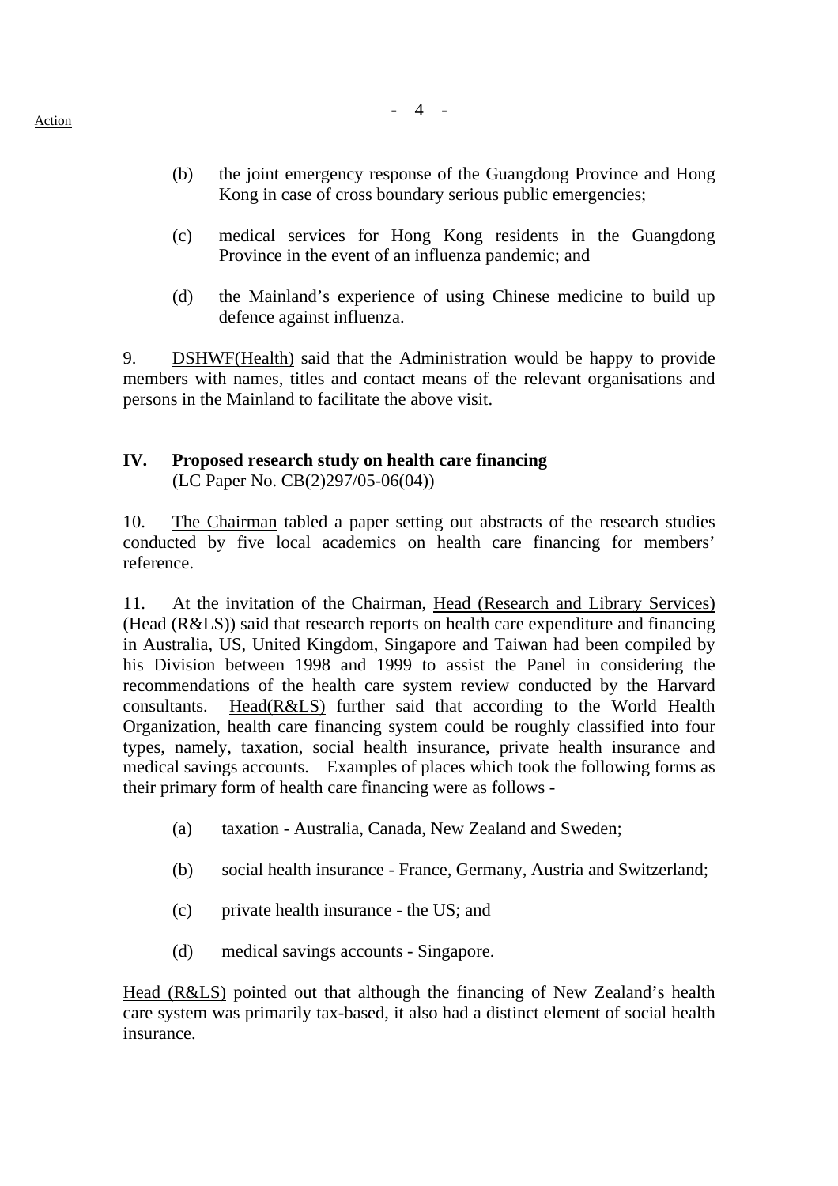(b) the joint emergency response of the Guangdong Province and Hong Kong in case of cross boundary serious public emergencies;

(c) medical services for Hong Kong residents in the Guangdong Province in the event of an influenza pandemic; and

(d) the Mainland's experience of using Chinese medicine to build up defence against influenza.

9. DSHWF(Health) said that the Administration would be happy to provide members with names, titles and contact means of the relevant organisations and persons in the Mainland to facilitate the above visit.

## IV. Proposed research study on health care financing

(LC Paper No. CB(2)297/05-06(04))

10. The Chairman tabled a paper setting out abstracts of the research studies conducted by five local academics on health care financing for members' reference.

11. At the invitation of the Chairman, Head (Research and Library Services) (Head (R&LS)) said that research reports on health care expenditure and financing in Australia, US, United Kingdom, Singapore and Taiwan had been compiled by his Division between 1998 and 1999 to assist the Panel in considering the recommendations of the health care system review conducted by the Harvard consultants. Head(R&LS) further said that according to the World Health Organization, health care financing system could be roughly classified into four types, namely, taxation, social health insurance, private health insurance and medical savings accounts. Examples of places which took the following forms as their primary form of health care financing were as follows -

(a) taxation - Australia, Canada, New Zealand and Sweden;

(b) social health insurance - France, Germany, Austria and Switzerland;

(c) private health insurance - the US; and

(d) medical savings accounts - Singapore.

Head (R&LS) pointed out that although the financing of New Zealand's health care system was primarily tax-based, it also had a distinct element of social health insurance.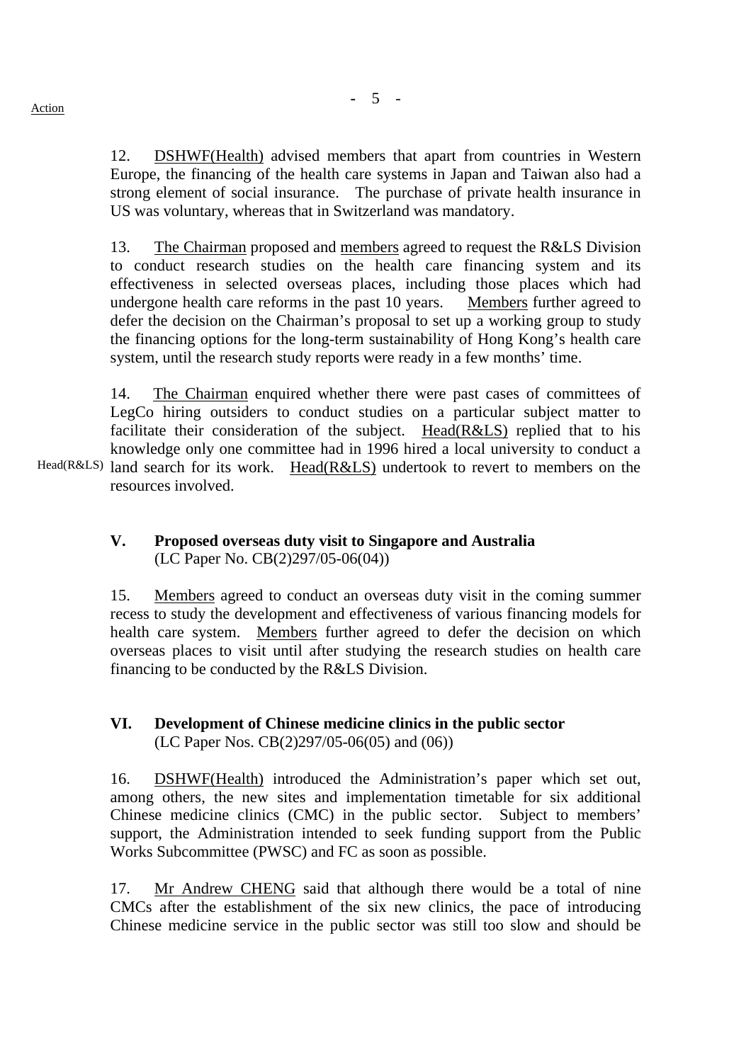Action

12. DSHWF(Health) advised members that apart from countries in Western Europe, the financing of the health care systems in Japan and Taiwan also had a strong element of social insurance. The purchase of private health insurance in US was voluntary, whereas that in Switzerland was mandatory.

13. The Chairman proposed and members agreed to request the R&LS Division to conduct research studies on the health care financing system and its effectiveness in selected overseas places, including those places which had undergone health care reforms in the past 10 years. Members further agreed to defer the decision on the Chairman's proposal to set up a working group to study the financing options for the long-term sustainability of Hong Kong's health care system, until the research study reports were ready in a few months' time.

14. The Chairman enquired whether there were past cases of committees of LegCo hiring outsiders to conduct studies on a particular subject matter to facilitate their consideration of the subject. Head(R&LS) replied that to his knowledge only one committee had in 1996 hired a local university to conduct a land search for its work. Head(R&LS) undertook to revert to members on the resources involved.

Head(R&LS)

### V. Proposed overseas duty visit to Singapore and Australia
(LC Paper No. CB(2)297/05-06(04))

15. Members agreed to conduct an overseas duty visit in the coming summer recess to study the development and effectiveness of various financing models for health care system. Members further agreed to defer the decision on which overseas places to visit until after studying the research studies on health care financing to be conducted by the R&LS Division.

### VI. Development of Chinese medicine clinics in the public sector
(LC Paper Nos. CB(2)297/05-06(05) and (06))

16. DSHWF(Health) introduced the Administration's paper which set out, among others, the new sites and implementation timetable for six additional Chinese medicine clinics (CMC) in the public sector. Subject to members' support, the Administration intended to seek funding support from the Public Works Subcommittee (PWSC) and FC as soon as possible.

17. Mr Andrew CHENG said that although there would be a total of nine CMCs after the establishment of the six new clinics, the pace of introducing Chinese medicine service in the public sector was still too slow and should be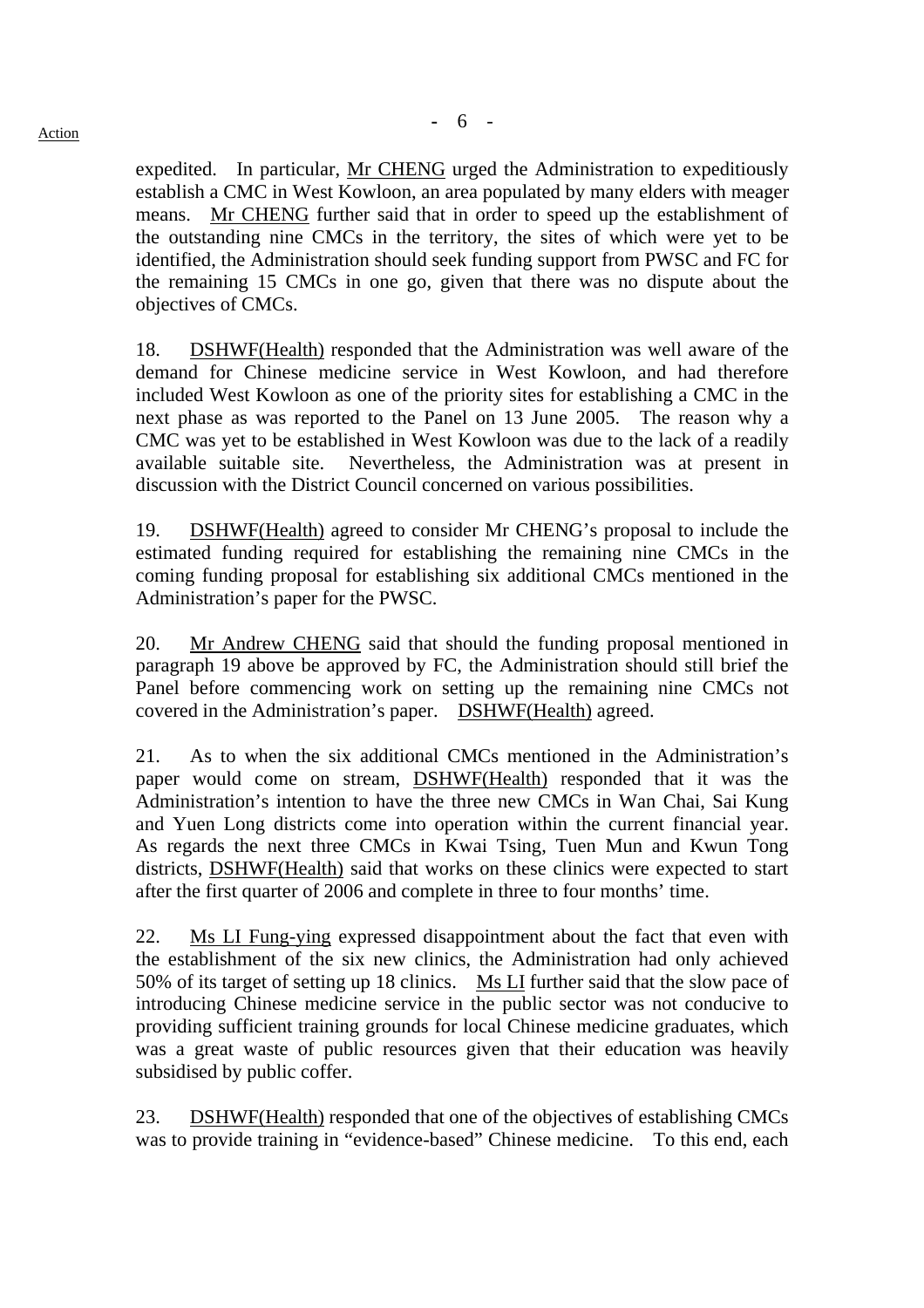expedited. In particular, Mr CHENG urged the Administration to expeditiously establish a CMC in West Kowloon, an area populated by many elders with meager means. Mr CHENG further said that in order to speed up the establishment of the outstanding nine CMCs in the territory, the sites of which were yet to be identified, the Administration should seek funding support from PWSC and FC for the remaining 15 CMCs in one go, given that there was no dispute about the objectives of CMCs.

18. DSHWF(Health) responded that the Administration was well aware of the demand for Chinese medicine service in West Kowloon, and had therefore included West Kowloon as one of the priority sites for establishing a CMC in the next phase as was reported to the Panel on 13 June 2005. The reason why a CMC was yet to be established in West Kowloon was due to the lack of a readily available suitable site. Nevertheless, the Administration was at present in discussion with the District Council concerned on various possibilities.

19. DSHWF(Health) agreed to consider Mr CHENG's proposal to include the estimated funding required for establishing the remaining nine CMCs in the coming funding proposal for establishing six additional CMCs mentioned in the Administration's paper for the PWSC.

20. Mr Andrew CHENG said that should the funding proposal mentioned in paragraph 19 above be approved by FC, the Administration should still brief the Panel before commencing work on setting up the remaining nine CMCs not covered in the Administration's paper. DSHWF(Health) agreed.

21. As to when the six additional CMCs mentioned in the Administration's paper would come on stream, DSHWF(Health) responded that it was the Administration's intention to have the three new CMCs in Wan Chai, Sai Kung and Yuen Long districts come into operation within the current financial year. As regards the next three CMCs in Kwai Tsing, Tuen Mun and Kwun Tong districts, DSHWF(Health) said that works on these clinics were expected to start after the first quarter of 2006 and complete in three to four months' time.

22. Ms LI Fung-ying expressed disappointment about the fact that even with the establishment of the six new clinics, the Administration had only achieved 50% of its target of setting up 18 clinics. Ms LI further said that the slow pace of introducing Chinese medicine service in the public sector was not conducive to providing sufficient training grounds for local Chinese medicine graduates, which was a great waste of public resources given that their education was heavily subsidised by public coffer.

23. DSHWF(Health) responded that one of the objectives of establishing CMCs was to provide training in "evidence-based" Chinese medicine. To this end, each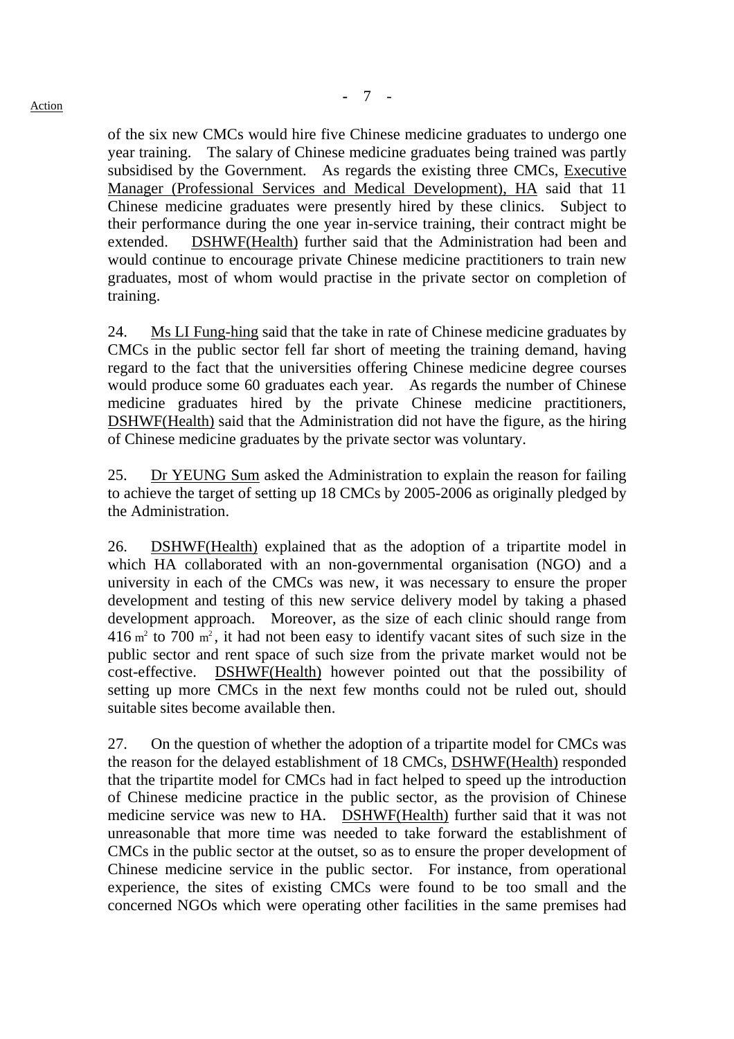of the six new CMCs would hire five Chinese medicine graduates to undergo one year training. The salary of Chinese medicine graduates being trained was partly subsidised by the Government. As regards the existing three CMCs, Executive Manager (Professional Services and Medical Development), HA said that 11 Chinese medicine graduates were presently hired by these clinics. Subject to their performance during the one year in-service training, their contract might be extended. DSHWF(Health) further said that the Administration had been and would continue to encourage private Chinese medicine practitioners to train new graduates, most of whom would practise in the private sector on completion of training.

24. Ms LI Fung-hing said that the take in rate of Chinese medicine graduates by CMCs in the public sector fell far short of meeting the training demand, having regard to the fact that the universities offering Chinese medicine degree courses would produce some 60 graduates each year. As regards the number of Chinese medicine graduates hired by the private Chinese medicine practitioners, DSHWF(Health) said that the Administration did not have the figure, as the hiring of Chinese medicine graduates by the private sector was voluntary.

25. Dr YEUNG Sum asked the Administration to explain the reason for failing to achieve the target of setting up 18 CMCs by 2005-2006 as originally pledged by the Administration.

26. DSHWF(Health) explained that as the adoption of a tripartite model in which HA collaborated with an non-governmental organisation (NGO) and a university in each of the CMCs was new, it was necessary to ensure the proper development and testing of this new service delivery model by taking a phased development approach. Moreover, as the size of each clinic should range from 416 $m^2$ to 700 $m^2$, it had not been easy to identify vacant sites of such size in the public sector and rent space of such size from the private market would not be cost-effective. DSHWF(Health) however pointed out that the possibility of setting up more CMCs in the next few months could not be ruled out, should suitable sites become available then.

27. On the question of whether the adoption of a tripartite model for CMCs was the reason for the delayed establishment of 18 CMCs, DSHWF(Health) responded that the tripartite model for CMCs had in fact helped to speed up the introduction of Chinese medicine practice in the public sector, as the provision of Chinese medicine service was new to HA. DSHWF(Health) further said that it was not unreasonable that more time was needed to take forward the establishment of CMCs in the public sector at the outset, so as to ensure the proper development of Chinese medicine service in the public sector. For instance, from operational experience, the sites of existing CMCs were found to be too small and the concerned NGOs which were operating other facilities in the same premises had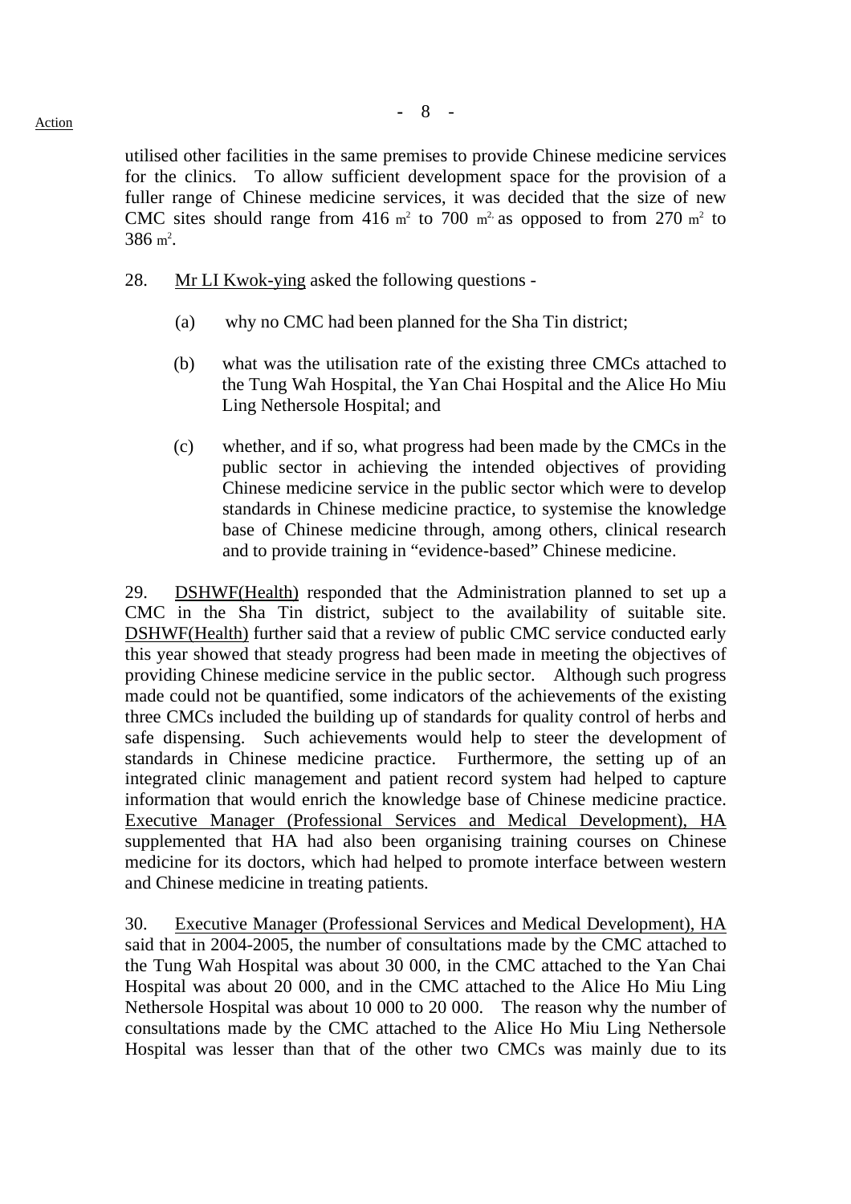utilised other facilities in the same premises to provide Chinese medicine services for the clinics. To allow sufficient development space for the provision of a fuller range of Chinese medicine services, it was decided that the size of new CMC sites should range from 416 $m^2$ to 700 $m^2$ as opposed to from 270 $m^2$ to 386 $m^2$.

28. Mr LI Kwok-ying asked the following questions -

(a) why no CMC had been planned for the Sha Tin district;

(b) what was the utilisation rate of the existing three CMCs attached to the Tung Wah Hospital, the Yan Chai Hospital and the Alice Ho Miu Ling Nethersole Hospital; and

(c) whether, and if so, what progress had been made by the CMCs in the public sector in achieving the intended objectives of providing Chinese medicine service in the public sector which were to develop standards in Chinese medicine practice, to systemise the knowledge base of Chinese medicine through, among others, clinical research and to provide training in "evidence-based" Chinese medicine.

29. DSHWF(Health) responded that the Administration planned to set up a CMC in the Sha Tin district, subject to the availability of suitable site. DSHWF(Health) further said that a review of public CMC service conducted early this year showed that steady progress had been made in meeting the objectives of providing Chinese medicine service in the public sector. Although such progress made could not be quantified, some indicators of the achievements of the existing three CMCs included the building up of standards for quality control of herbs and safe dispensing. Such achievements would help to steer the development of standards in Chinese medicine practice. Furthermore, the setting up of an integrated clinic management and patient record system had helped to capture information that would enrich the knowledge base of Chinese medicine practice. Executive Manager (Professional Services and Medical Development), HA supplemented that HA had also been organising training courses on Chinese medicine for its doctors, which had helped to promote interface between western and Chinese medicine in treating patients.

30. Executive Manager (Professional Services and Medical Development), HA said that in 2004-2005, the number of consultations made by the CMC attached to the Tung Wah Hospital was about 30 000, in the CMC attached to the Yan Chai Hospital was about 20 000, and in the CMC attached to the Alice Ho Miu Ling Nethersole Hospital was about 10 000 to 20 000. The reason why the number of consultations made by the CMC attached to the Alice Ho Miu Ling Nethersole Hospital was lesser than that of the other two CMCs was mainly due to its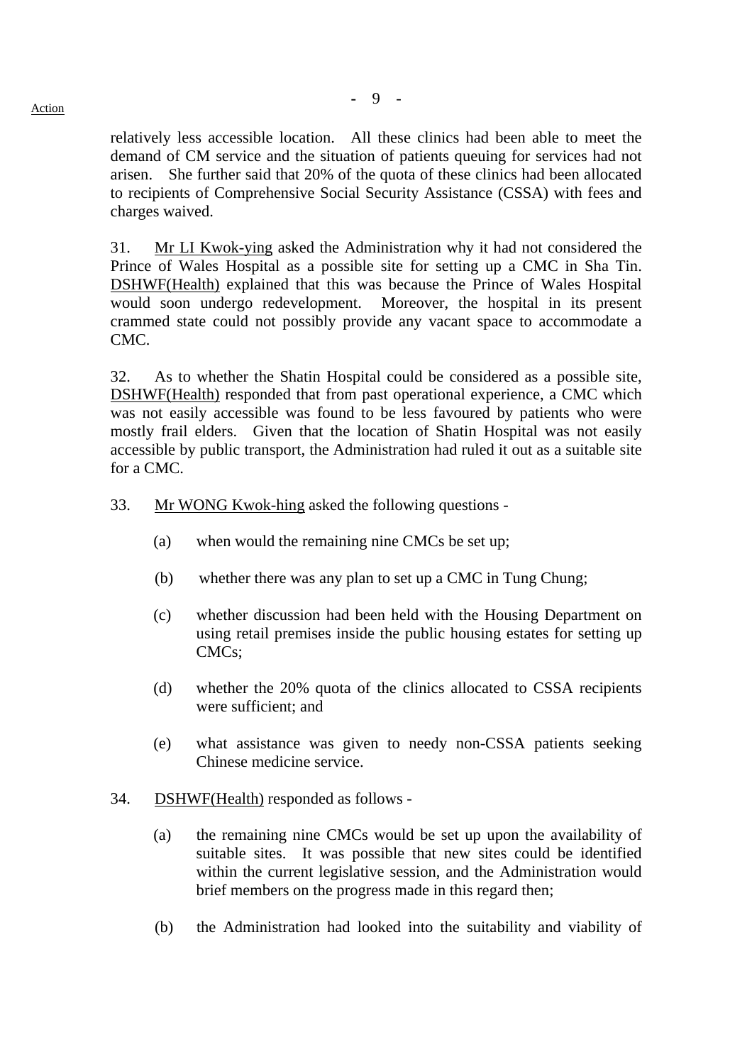relatively less accessible location. All these clinics had been able to meet the demand of CM service and the situation of patients queuing for services had not arisen. She further said that 20% of the quota of these clinics had been allocated to recipients of Comprehensive Social Security Assistance (CSSA) with fees and charges waived.

31. Mr LI Kwok-ying asked the Administration why it had not considered the Prince of Wales Hospital as a possible site for setting up a CMC in Sha Tin. DSHWF(Health) explained that this was because the Prince of Wales Hospital would soon undergo redevelopment. Moreover, the hospital in its present crammed state could not possibly provide any vacant space to accommodate a CMC.

32. As to whether the Shatin Hospital could be considered as a possible site, DSHWF(Health) responded that from past operational experience, a CMC which was not easily accessible was found to be less favoured by patients who were mostly frail elders. Given that the location of Shatin Hospital was not easily accessible by public transport, the Administration had ruled it out as a suitable site for a CMC.

33. Mr WONG Kwok-hing asked the following questions -

(a) when would the remaining nine CMCs be set up;

(b) whether there was any plan to set up a CMC in Tung Chung;

(c) whether discussion had been held with the Housing Department on using retail premises inside the public housing estates for setting up CMCs;

(d) whether the 20% quota of the clinics allocated to CSSA recipients were sufficient; and

(e) what assistance was given to needy non-CSSA patients seeking Chinese medicine service.

34. DSHWF(Health) responded as follows -

(a) the remaining nine CMCs would be set up upon the availability of suitable sites. It was possible that new sites could be identified within the current legislative session, and the Administration would brief members on the progress made in this regard then;

(b) the Administration had looked into the suitability and viability of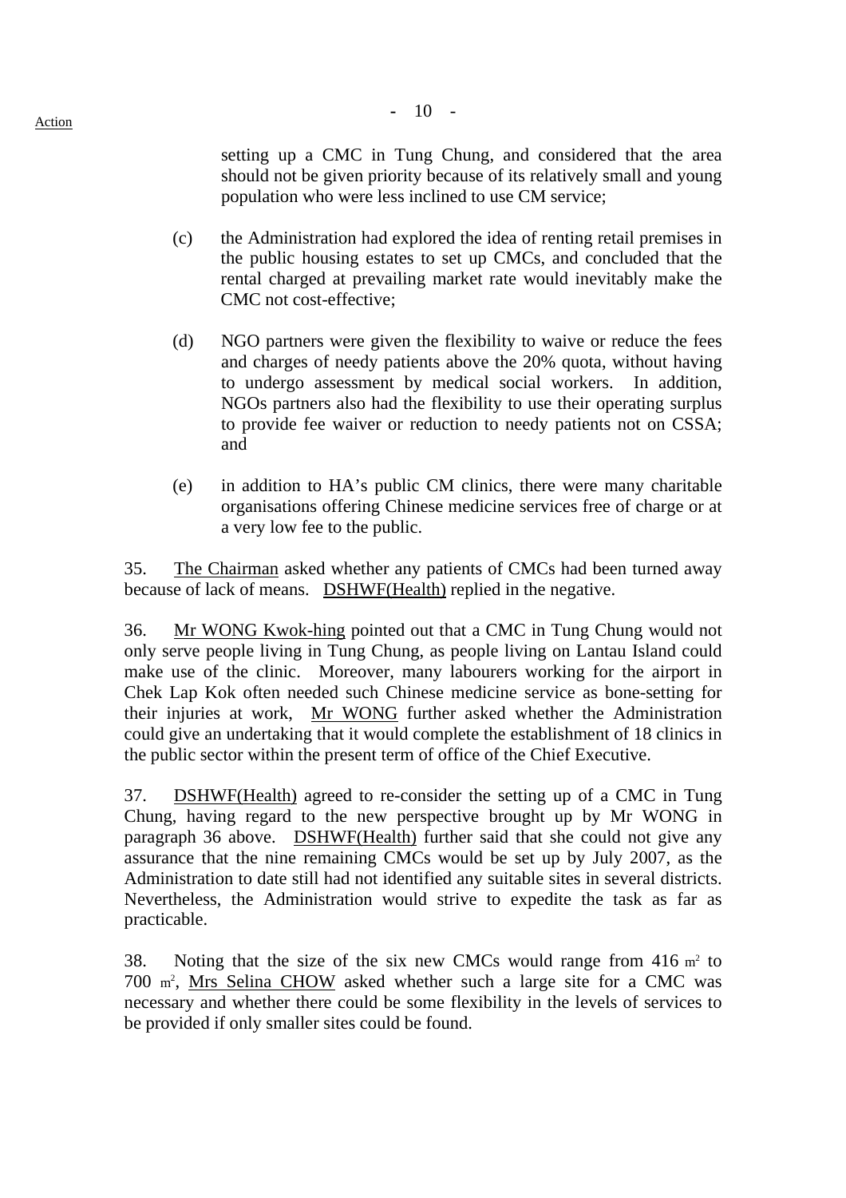setting up a CMC in Tung Chung, and considered that the area should not be given priority because of its relatively small and young population who were less inclined to use CM service;

(c) the Administration had explored the idea of renting retail premises in the public housing estates to set up CMCs, and concluded that the rental charged at prevailing market rate would inevitably make the CMC not cost-effective;

(d) NGO partners were given the flexibility to waive or reduce the fees and charges of needy patients above the 20% quota, without having to undergo assessment by medical social workers. In addition, NGOs partners also had the flexibility to use their operating surplus to provide fee waiver or reduction to needy patients not on CSSA; and

(e) in addition to HA's public CM clinics, there were many charitable organisations offering Chinese medicine services free of charge or at a very low fee to the public.

35. The Chairman asked whether any patients of CMCs had been turned away because of lack of means. DSHWF(Health) replied in the negative.

36. Mr WONG Kwok-hing pointed out that a CMC in Tung Chung would not only serve people living in Tung Chung, as people living on Lantau Island could make use of the clinic. Moreover, many labourers working for the airport in Chek Lap Kok often needed such Chinese medicine service as bone-setting for their injuries at work, Mr WONG further asked whether the Administration could give an undertaking that it would complete the establishment of 18 clinics in the public sector within the present term of office of the Chief Executive.

37. DSHWF(Health) agreed to re-consider the setting up of a CMC in Tung Chung, having regard to the new perspective brought up by Mr WONG in paragraph 36 above. DSHWF(Health) further said that she could not give any assurance that the nine remaining CMCs would be set up by July 2007, as the Administration to date still had not identified any suitable sites in several districts. Nevertheless, the Administration would strive to expedite the task as far as practicable.

38. Noting that the size of the six new CMCs would range from 416 $m^2$ to 700 $m^2$, Mrs Selina CHOW asked whether such a large site for a CMC was necessary and whether there could be some flexibility in the levels of services to be provided if only smaller sites could be found.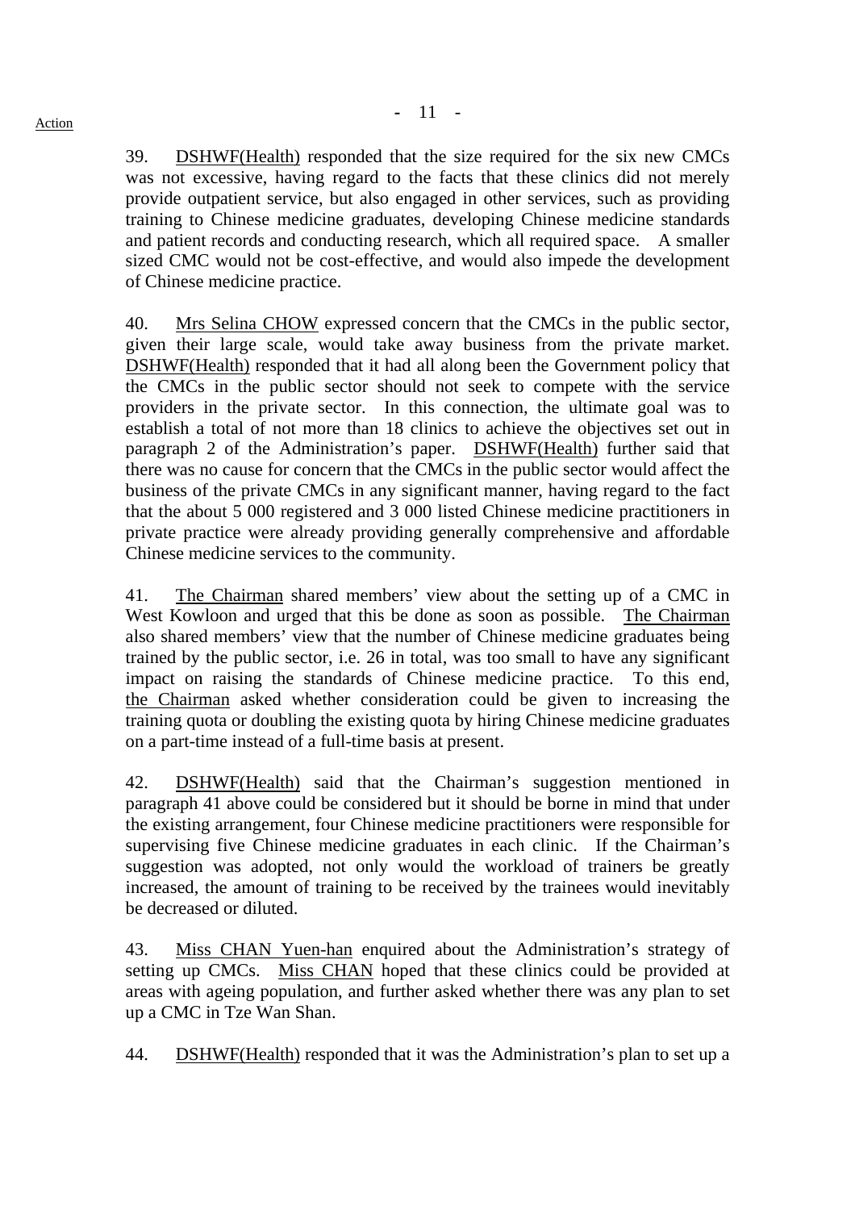Action

39. DSHWF(Health) responded that the size required for the six new CMCs was not excessive, having regard to the facts that these clinics did not merely provide outpatient service, but also engaged in other services, such as providing training to Chinese medicine graduates, developing Chinese medicine standards and patient records and conducting research, which all required space. A smaller sized CMC would not be cost-effective, and would also impede the development of Chinese medicine practice.

40. Mrs Selina CHOW expressed concern that the CMCs in the public sector, given their large scale, would take away business from the private market. DSHWF(Health) responded that it had all along been the Government policy that the CMCs in the public sector should not seek to compete with the service providers in the private sector. In this connection, the ultimate goal was to establish a total of not more than 18 clinics to achieve the objectives set out in paragraph 2 of the Administration's paper. DSHWF(Health) further said that there was no cause for concern that the CMCs in the public sector would affect the business of the private CMCs in any significant manner, having regard to the fact that the about 5 000 registered and 3 000 listed Chinese medicine practitioners in private practice were already providing generally comprehensive and affordable Chinese medicine services to the community.

41. The Chairman shared members' view about the setting up of a CMC in West Kowloon and urged that this be done as soon as possible. The Chairman also shared members' view that the number of Chinese medicine graduates being trained by the public sector, i.e. 26 in total, was too small to have any significant impact on raising the standards of Chinese medicine practice. To this end, the Chairman asked whether consideration could be given to increasing the training quota or doubling the existing quota by hiring Chinese medicine graduates on a part-time instead of a full-time basis at present.

42. DSHWF(Health) said that the Chairman's suggestion mentioned in paragraph 41 above could be considered but it should be borne in mind that under the existing arrangement, four Chinese medicine practitioners were responsible for supervising five Chinese medicine graduates in each clinic. If the Chairman's suggestion was adopted, not only would the workload of trainers be greatly increased, the amount of training to be received by the trainees would inevitably be decreased or diluted.

43. Miss CHAN Yuen-han enquired about the Administration's strategy of setting up CMCs. Miss CHAN hoped that these clinics could be provided at areas with ageing population, and further asked whether there was any plan to set up a CMC in Tze Wan Shan.

44. DSHWF(Health) responded that it was the Administration's plan to set up a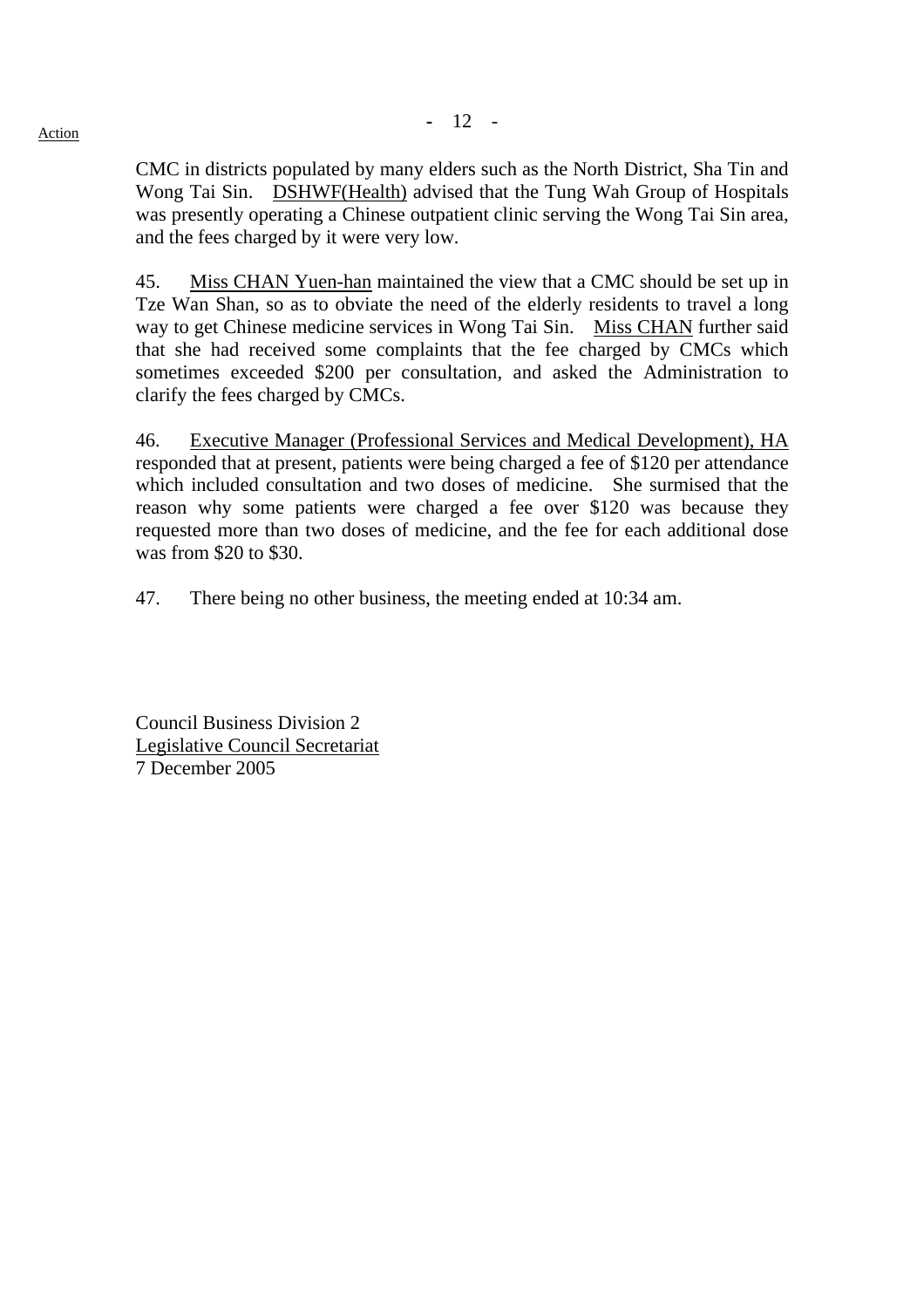CMC in districts populated by many elders such as the North District, Sha Tin and Wong Tai Sin. DSHWF(Health) advised that the Tung Wah Group of Hospitals was presently operating a Chinese outpatient clinic serving the Wong Tai Sin area, and the fees charged by it were very low.

45. Miss CHAN Yuen-han maintained the view that a CMC should be set up in Tze Wan Shan, so as to obviate the need of the elderly residents to travel a long way to get Chinese medicine services in Wong Tai Sin. Miss CHAN further said that she had received some complaints that the fee charged by CMCs which sometimes exceeded $200 per consultation, and asked the Administration to clarify the fees charged by CMCs.

46. Executive Manager (Professional Services and Medical Development), HA responded that at present, patients were being charged a fee of $120 per attendance which included consultation and two doses of medicine. She surmised that the reason why some patients were charged a fee over $120 was because they requested more than two doses of medicine, and the fee for each additional dose was from $20 to $30.

47. There being no other business, the meeting ended at 10:34 am.

Council Business Division 2
Legislative Council Secretariat
7 December 2005